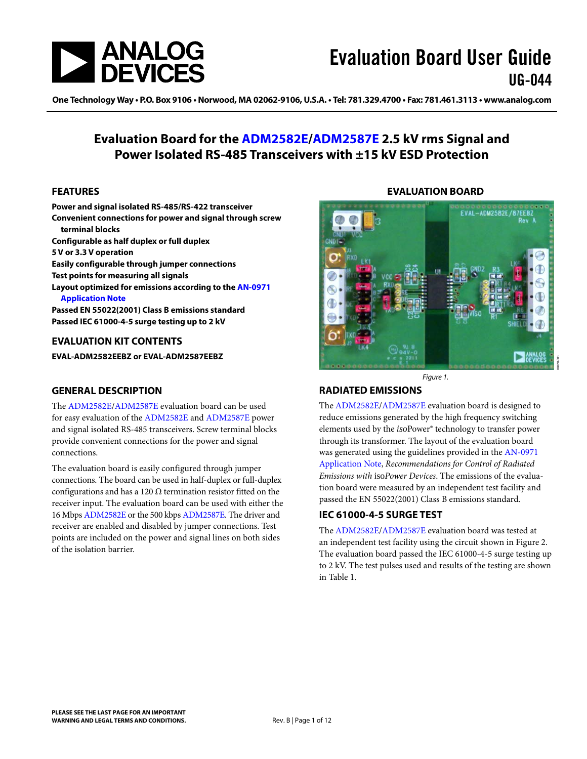# Evaluation Board User Guide

## UG-044

# Evaluation Board for the ADM2582E/ADM2587E 2.5 kV rms Signal and Power Isolated RS-485 Transceivers with ±15 kV ESD Protection

## FEATURES

**Power and signal isolated RS-485/RS-422 transceiver**
**Convenient connections for power and signal through screw terminal blocks**
**Configurable as half duplex or full duplex**
**5 V or 3.3 V operation**
**Easily configurable through jumper connections**
**Test points for measuring all signals**
**Layout optimized for emissions according to the AN-0971 Application Note**
**Passed EN 55022(2001) Class B emissions standard**
**Passed IEC 61000-4-5 surge testing up to 2 kV**

## EVALUATION KIT CONTENTS

**EVAL-ADM2582EEBZ or EVAL-ADM2587EEBZ**

## GENERAL DESCRIPTION

The ADM2582E/ADM2587E evaluation board can be used for easy evaluation of the ADM2582E and ADM2587E power and signal isolated RS-485 transceivers. Screw terminal blocks provide convenient connections for the power and signal connections.

The evaluation board is easily configured through jumper connections. The board can be used in half-duplex or full-duplex configurations and has a 120 Ω termination resistor fitted on the receiver input. The evaluation board can be used with either the 16 Mbps ADM2582E or the 500 kbps ADM2587E. The driver and receiver are enabled and disabled by jumper connections. Test points are included on the power and signal lines on both sides of the isolation barrier.

## EVALUATION BOARD

*Figure 1.*

## RADIATED EMISSIONS

The ADM2582E/ADM2587E evaluation board is designed to reduce emissions generated by the high frequency switching elements used by the *iso*Power® technology to transfer power through its transformer. The layout of the evaluation board was generated using the guidelines provided in the AN-0971 Application Note, *Recommendations for Control of Radiated Emissions with* iso*Power Devices*. The emissions of the evaluation board were measured by an independent test facility and passed the EN 55022(2001) Class B emissions standard.

## IEC 61000-4-5 SURGE TEST

The ADM2582E/ADM2587E evaluation board was tested at an independent test facility using the circuit shown in Figure 2. The evaluation board passed the IEC 61000-4-5 surge testing up to 2 kV. The test pulses used and results of the testing are shown in Table 1.

**PLEASE SEE THE LAST PAGE FOR AN IMPORTANT WARNING AND LEGAL TERMS AND CONDITIONS.**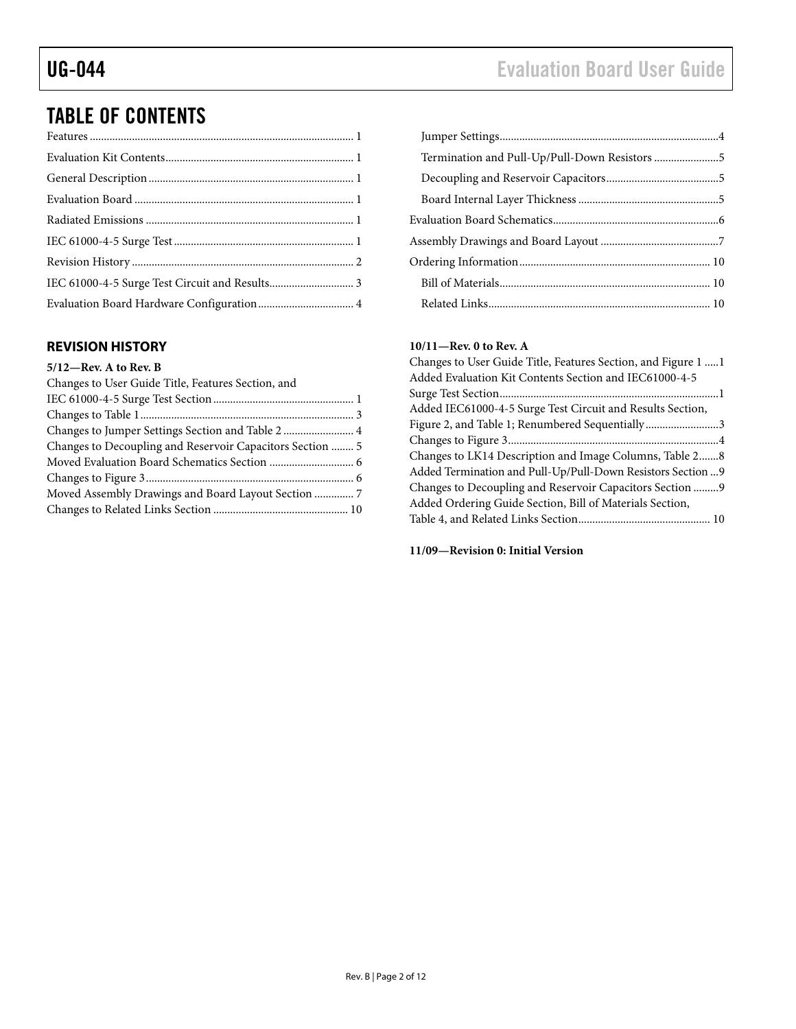## TABLE OF CONTENTS

Features ............................................................................................ 1
Evaluation Kit Contents.................................................................. 1
General Description........................................................................ 1
Evaluation Board ............................................................................ 1
Radiated Emissions ........................................................................ 1
IEC 61000-4-5 Surge Test............................................................... 1
Revision History .............................................................................. 2
IEC 61000-4-5 Surge Test Circuit and Results.............................. 3
Evaluation Board Hardware Configuration.................................. 4
  Jumper Settings............................................................................4
  Termination and Pull-Up/Pull-Down Resistors .......................5
  Decoupling and Reservoir Capacitors........................................5
  Board Internal Layer Thickness .................................................5
Evaluation Board Schematics..........................................................6
Assembly Drawings and Board Layout ..........................................7
Ordering Information................................................................... 10
  Bill of Materials.......................................................................... 10
  Related Links.............................................................................. 10

### REVISION HISTORY

**5/12—Rev. A to Rev. B**

Changes to User Guide Title, Features Section, and
IEC 61000-4-5 Surge Test Section................................................. 1
Changes to Table 1........................................................................... 3
Changes to Jumper Settings Section and Table 2......................... 4
Changes to Decoupling and Reservoir Capacitors Section ........ 5
Moved Evaluation Board Schematics Section ............................. 6
Changes to Figure 3......................................................................... 6
Moved Assembly Drawings and Board Layout Section ............. 7
Changes to Related Links Section ............................................... 10

**10/11—Rev. 0 to Rev. A**

Changes to User Guide Title, Features Section, and Figure 1 .....1
Added Evaluation Kit Contents Section and IEC61000-4-5
Surge Test Section.............................................................................1
Added IEC61000-4-5 Surge Test Circuit and Results Section,
Figure 2, and Table 1; Renumbered Sequentially..........................3
Changes to Figure 3..........................................................................4
Changes to LK14 Description and Image Columns, Table 2.......8
Added Termination and Pull-Up/Pull-Down Resistors Section ...9
Changes to Decoupling and Reservoir Capacitors Section .........9
Added Ordering Guide Section, Bill of Materials Section,
Table 4, and Related Links Section.............................................. 10

**11/09—Revision 0: Initial Version**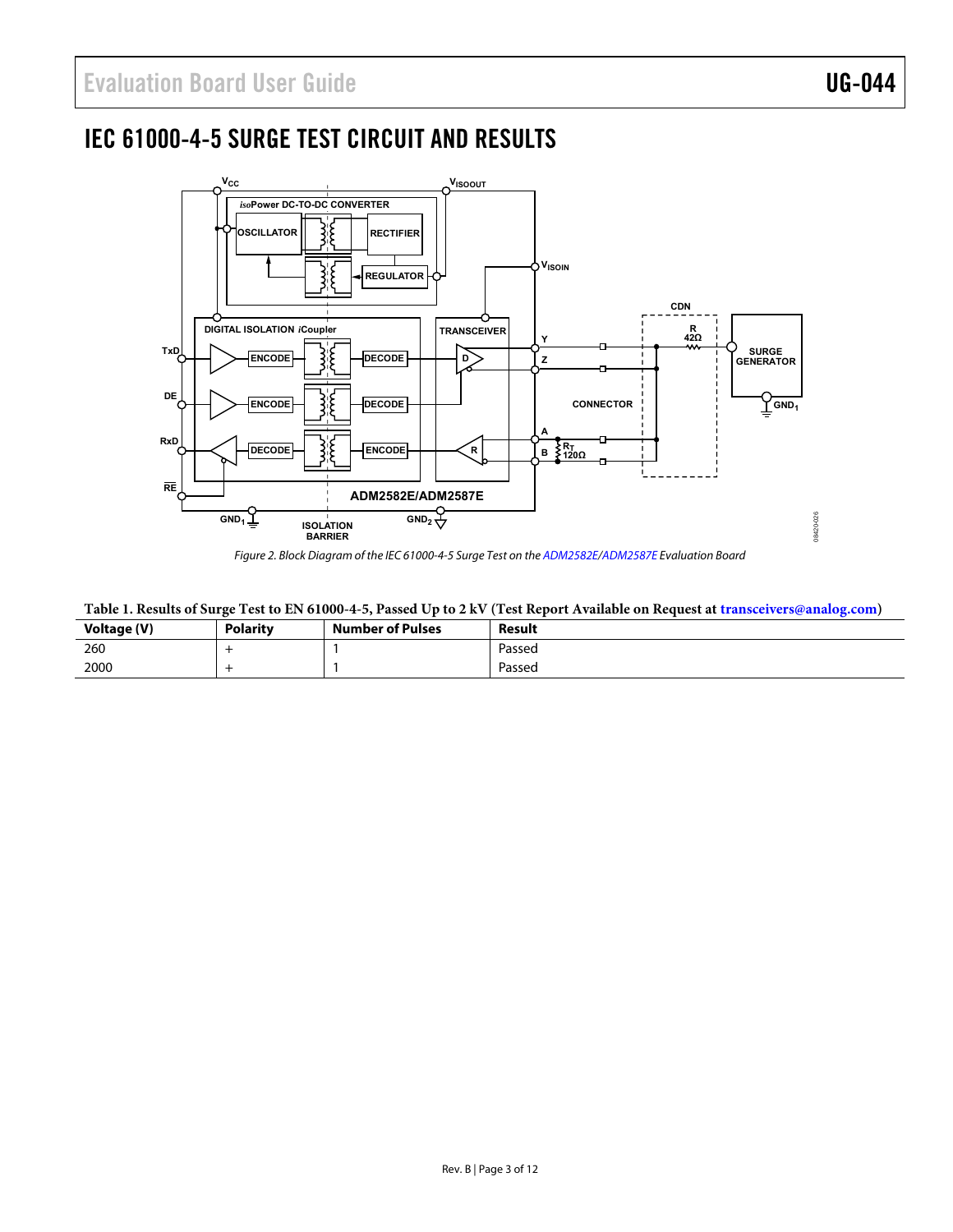## IEC 61000-4-5 SURGE TEST CIRCUIT AND RESULTS

Figure 2. Block Diagram of the IEC 61000-4-5 Surge Test on the ADM2582E/ADM2587E Evaluation Board

**Table 1. Results of Surge Test to EN 61000-4-5, Passed Up to 2 kV (Test Report Available on Request at transceivers@analog.com)**

| Voltage (V) | Polarity | Number of Pulses | Result |
| --- | --- | --- | --- |
| 260 | + | 1 | Passed |
| 2000 | + | 1 | Passed |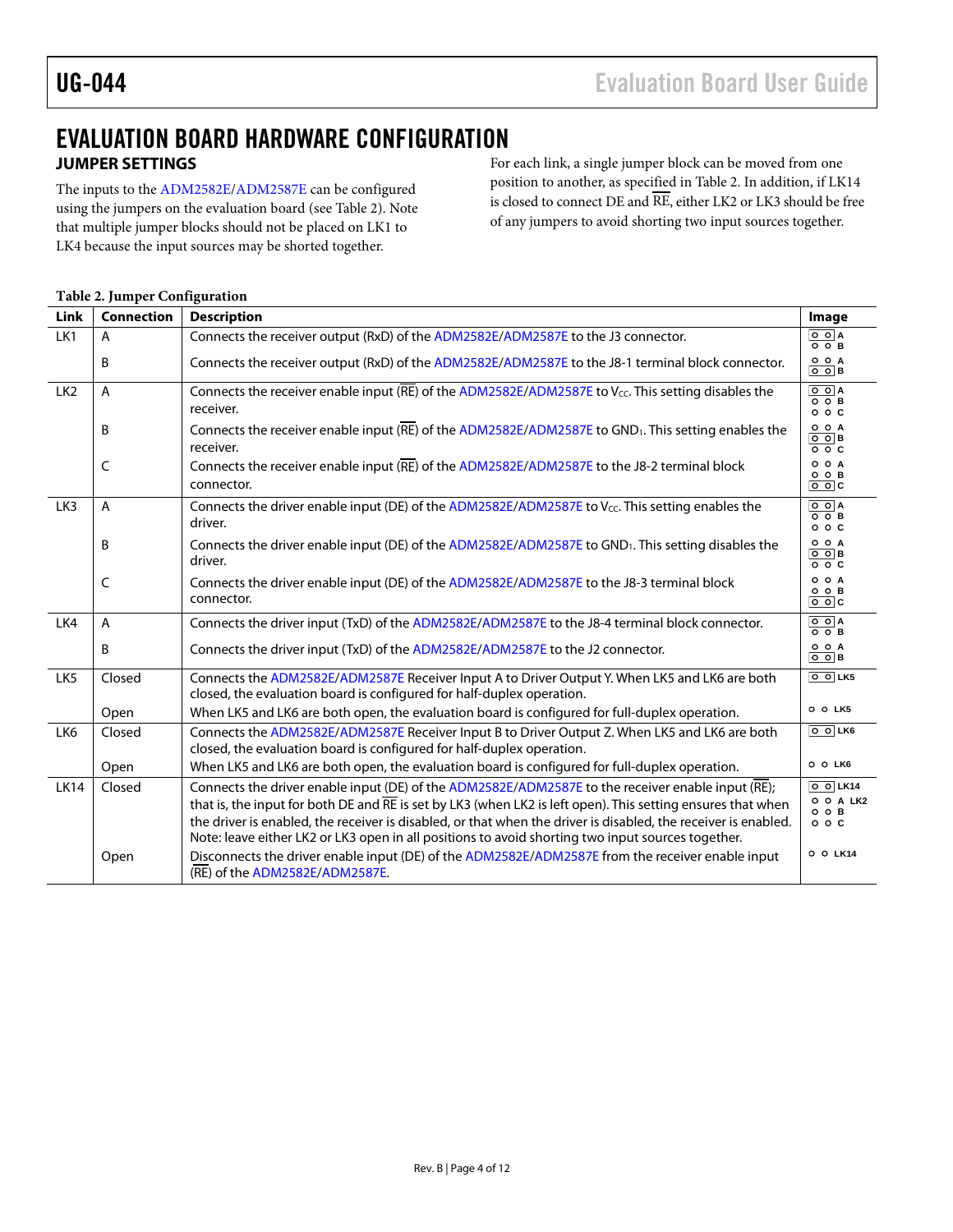# EVALUATION BOARD HARDWARE CONFIGURATION

## JUMPER SETTINGS

The inputs to the ADM2582E/ADM2587E can be configured using the jumpers on the evaluation board (see Table 2). Note that multiple jumper blocks should not be placed on LK1 to LK4 because the input sources may be shorted together.

For each link, a single jumper block can be moved from one position to another, as specified in Table 2. In addition, if LK14 is closed to connect DE and $\overline{RE}$, either LK2 or LK3 should be free of any jumpers to avoid shorting two input sources together.

**Table 2. Jumper Configuration**

| Link | Connection | Description | Image |
|---|---|---|---|
| LK1 | A | Connects the receiver output (RxD) of the ADM2582E/ADM2587E to the J3 connector. | |
| | B | Connects the receiver output (RxD) of the ADM2582E/ADM2587E to the J8-1 terminal block connector. | |
| LK2 | A | Connects the receiver enable input ($\overline{RE}$) of the ADM2582E/ADM2587E to $V_{CC}$. This setting disables the receiver. | |
| | B | Connects the receiver enable input ($\overline{RE}$) of the ADM2582E/ADM2587E to $GND_1$. This setting enables the receiver. | |
| | C | Connects the receiver enable input ($\overline{RE}$) of the ADM2582E/ADM2587E to the J8-2 terminal block connector. | |
| LK3 | A | Connects the driver enable input (DE) of the ADM2582E/ADM2587E to $V_{CC}$. This setting enables the driver. | |
| | B | Connects the driver enable input (DE) of the ADM2582E/ADM2587E to $GND_1$. This setting disables the driver. | |
| | C | Connects the driver enable input (DE) of the ADM2582E/ADM2587E to the J8-3 terminal block connector. | |
| LK4 | A | Connects the driver input (TxD) of the ADM2582E/ADM2587E to the J8-4 terminal block connector. | |
| | B | Connects the driver input (TxD) of the ADM2582E/ADM2587E to the J2 connector. | |
| LK5 | Closed | Connects the ADM2582E/ADM2587E Receiver Input A to Driver Output Y. When LK5 and LK6 are both closed, the evaluation board is configured for half-duplex operation. | |
| | Open | When LK5 and LK6 are both open, the evaluation board is configured for full-duplex operation. | |
| LK6 | Closed | Connects the ADM2582E/ADM2587E Receiver Input B to Driver Output Z. When LK5 and LK6 are both closed, the evaluation board is configured for half-duplex operation. | |
| | Open | When LK5 and LK6 are both open, the evaluation board is configured for full-duplex operation. | |
| LK14 | Closed | Connects the driver enable input (DE) of the ADM2582E/ADM2587E to the receiver enable input ($\overline{RE}$); that is, the input for both DE and $\overline{RE}$ is set by LK3 (when LK2 is left open). This setting ensures that when the driver is enabled, the receiver is disabled, or that when the driver is disabled, the receiver is enabled. Note: leave either LK2 or LK3 open in all positions to avoid shorting two input sources together. | |
| | Open | Disconnects the driver enable input (DE) of the ADM2582E/ADM2587E from the receiver enable input ($\overline{RE}$) of the ADM2582E/ADM2587E. | |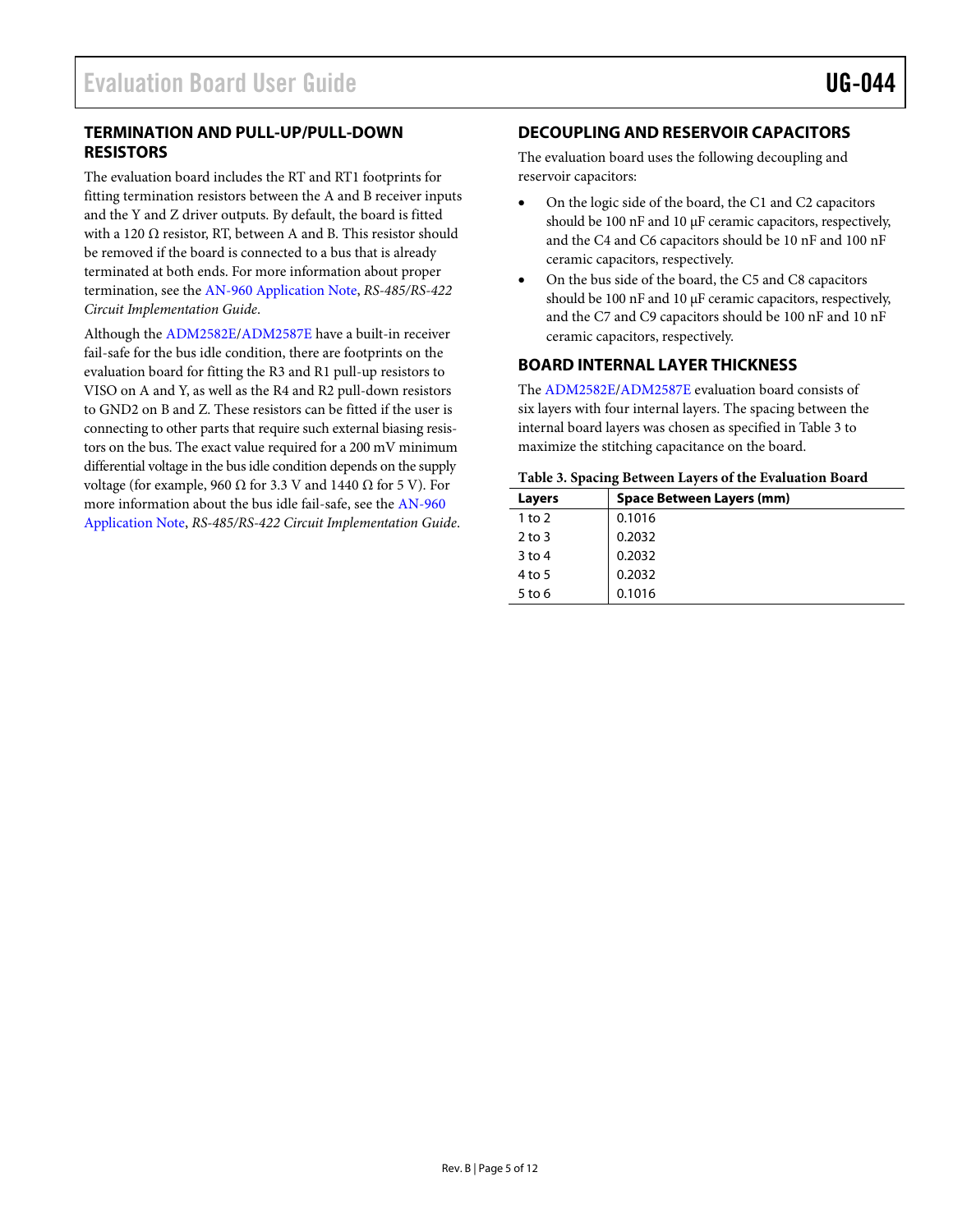## TERMINATION AND PULL-UP/PULL-DOWN RESISTORS

The evaluation board includes the RT and RT1 footprints for fitting termination resistors between the A and B receiver inputs and the Y and Z driver outputs. By default, the board is fitted with a 120 Ω resistor, RT, between A and B. This resistor should be removed if the board is connected to a bus that is already terminated at both ends. For more information about proper termination, see the AN-960 Application Note, *RS-485/RS-422 Circuit Implementation Guide*.

Although the ADM2582E/ADM2587E have a built-in receiver fail-safe for the bus idle condition, there are footprints on the evaluation board for fitting the R3 and R1 pull-up resistors to VISO on A and Y, as well as the R4 and R2 pull-down resistors to GND2 on B and Z. These resistors can be fitted if the user is connecting to other parts that require such external biasing resistors on the bus. The exact value required for a 200 mV minimum differential voltage in the bus idle condition depends on the supply voltage (for example, 960 Ω for 3.3 V and 1440 Ω for 5 V). For more information about the bus idle fail-safe, see the AN-960 Application Note, *RS-485/RS-422 Circuit Implementation Guide*.

## DECOUPLING AND RESERVOIR CAPACITORS

The evaluation board uses the following decoupling and reservoir capacitors:

- On the logic side of the board, the C1 and C2 capacitors should be 100 nF and 10 µF ceramic capacitors, respectively, and the C4 and C6 capacitors should be 10 nF and 100 nF ceramic capacitors, respectively.
- On the bus side of the board, the C5 and C8 capacitors should be 100 nF and 10 µF ceramic capacitors, respectively, and the C7 and C9 capacitors should be 100 nF and 10 nF ceramic capacitors, respectively.

## BOARD INTERNAL LAYER THICKNESS

The ADM2582E/ADM2587E evaluation board consists of six layers with four internal layers. The spacing between the internal board layers was chosen as specified in Table 3 to maximize the stitching capacitance on the board.

**Table 3. Spacing Between Layers of the Evaluation Board**

| Layers | Space Between Layers (mm) |
|---|---|
| 1 to 2 | 0.1016 |
| 2 to 3 | 0.2032 |
| 3 to 4 | 0.2032 |
| 4 to 5 | 0.2032 |
| 5 to 6 | 0.1016 |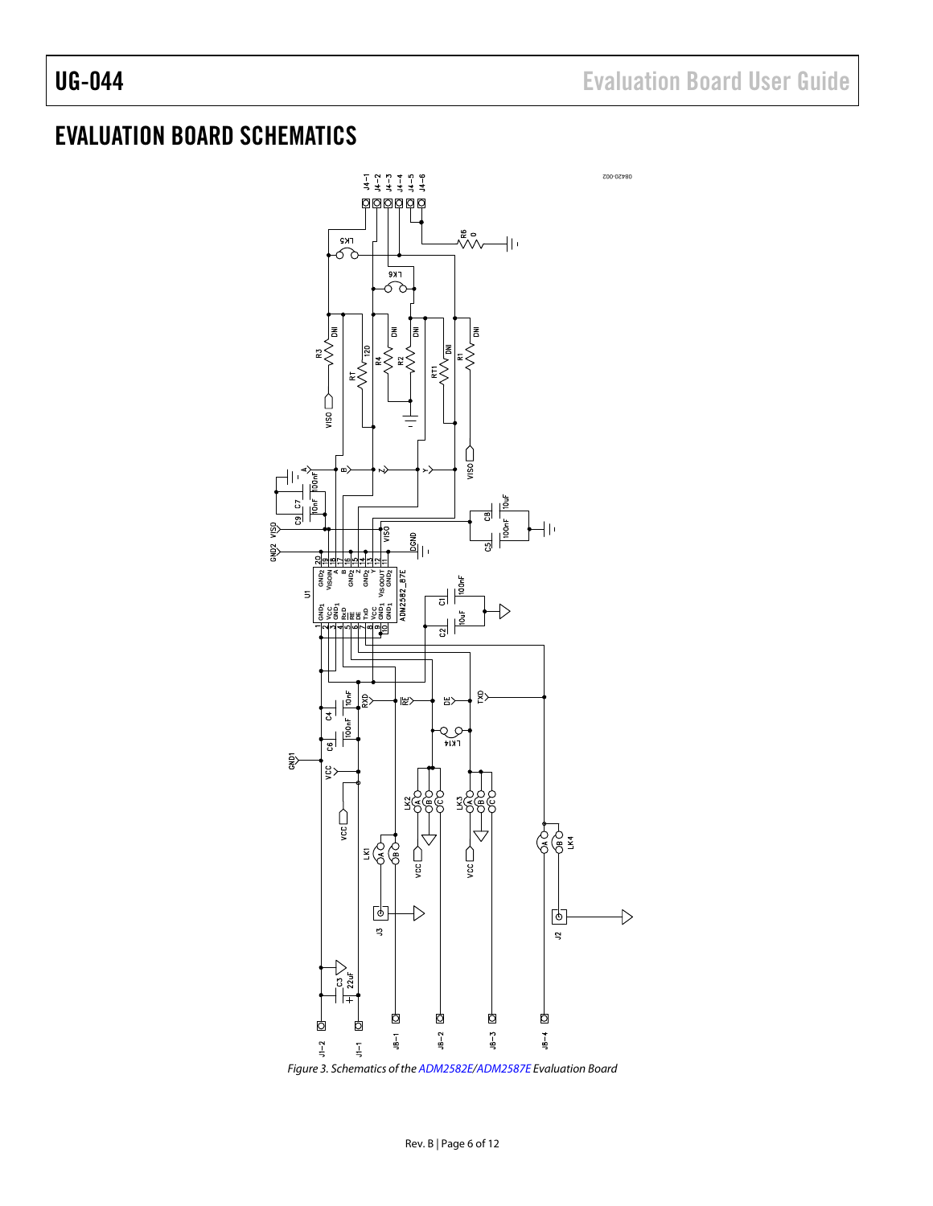# EVALUATION BOARD SCHEMATICS

*Figure 3. Schematics of the ADM2582E/ADM2587E Evaluation Board*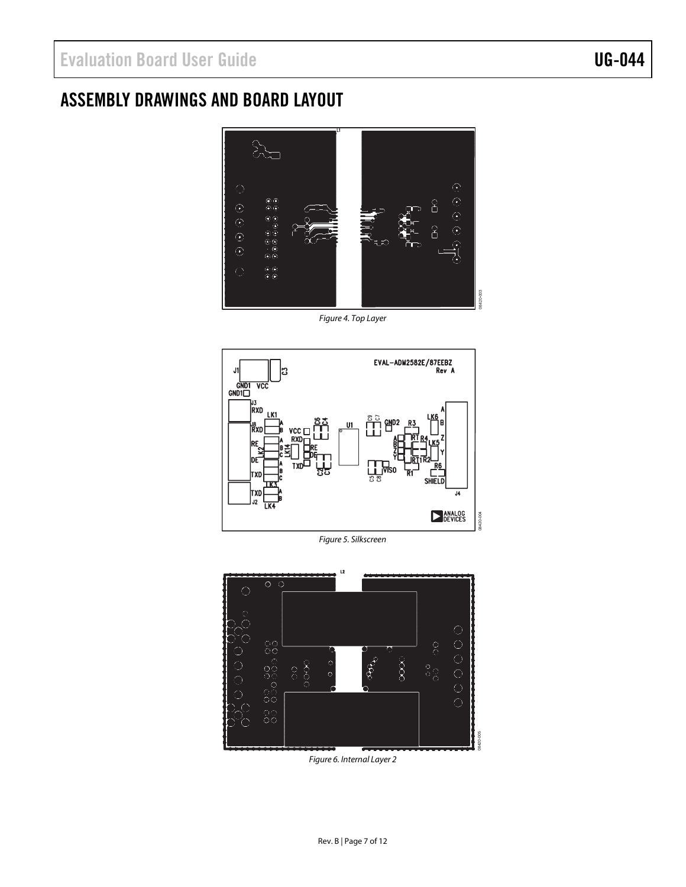## ASSEMBLY DRAWINGS AND BOARD LAYOUT

*Figure 4. Top Layer*

*Figure 5. Silkscreen*

*Figure 6. Internal Layer 2*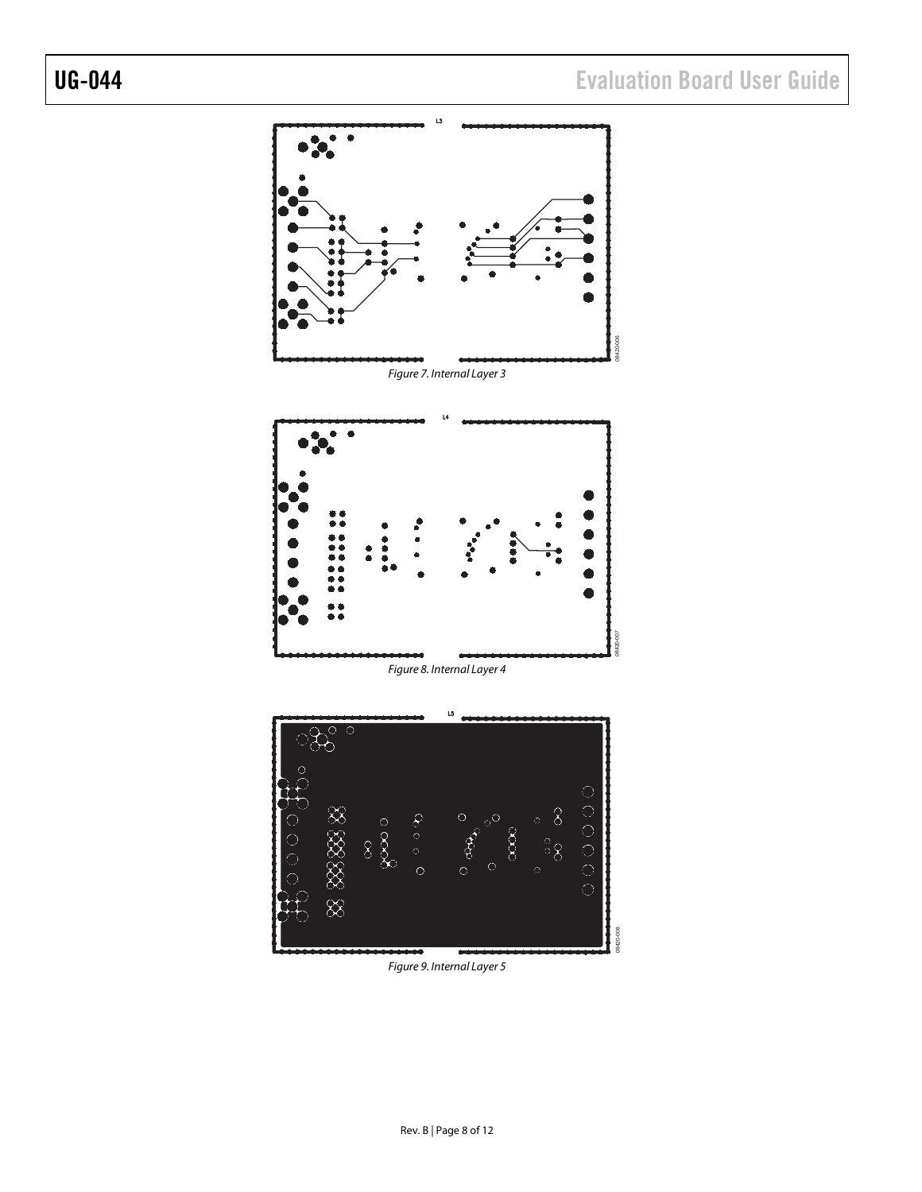Figure 7. Internal Layer 3

Figure 8. Internal Layer 4

Figure 9. Internal Layer 5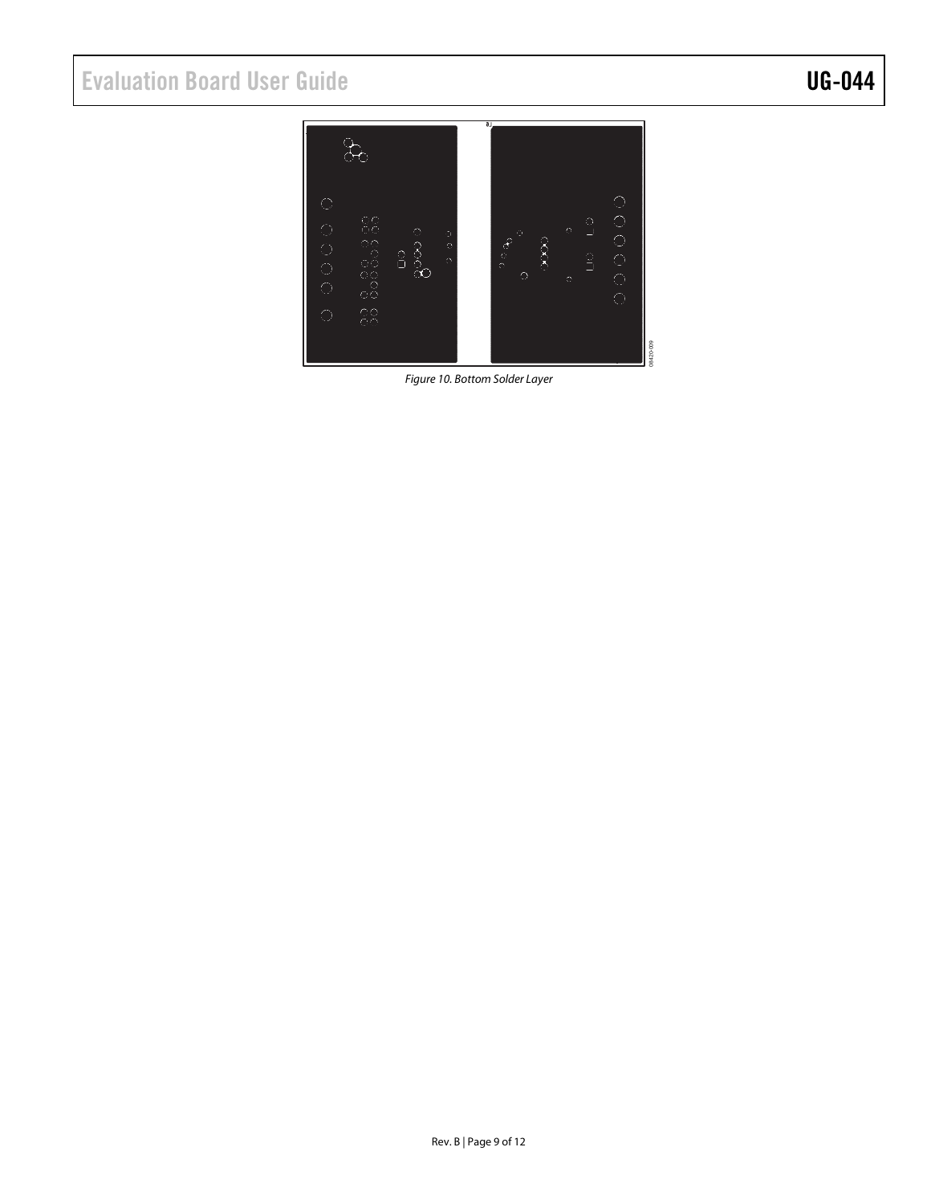Figure 10. Bottom Solder Layer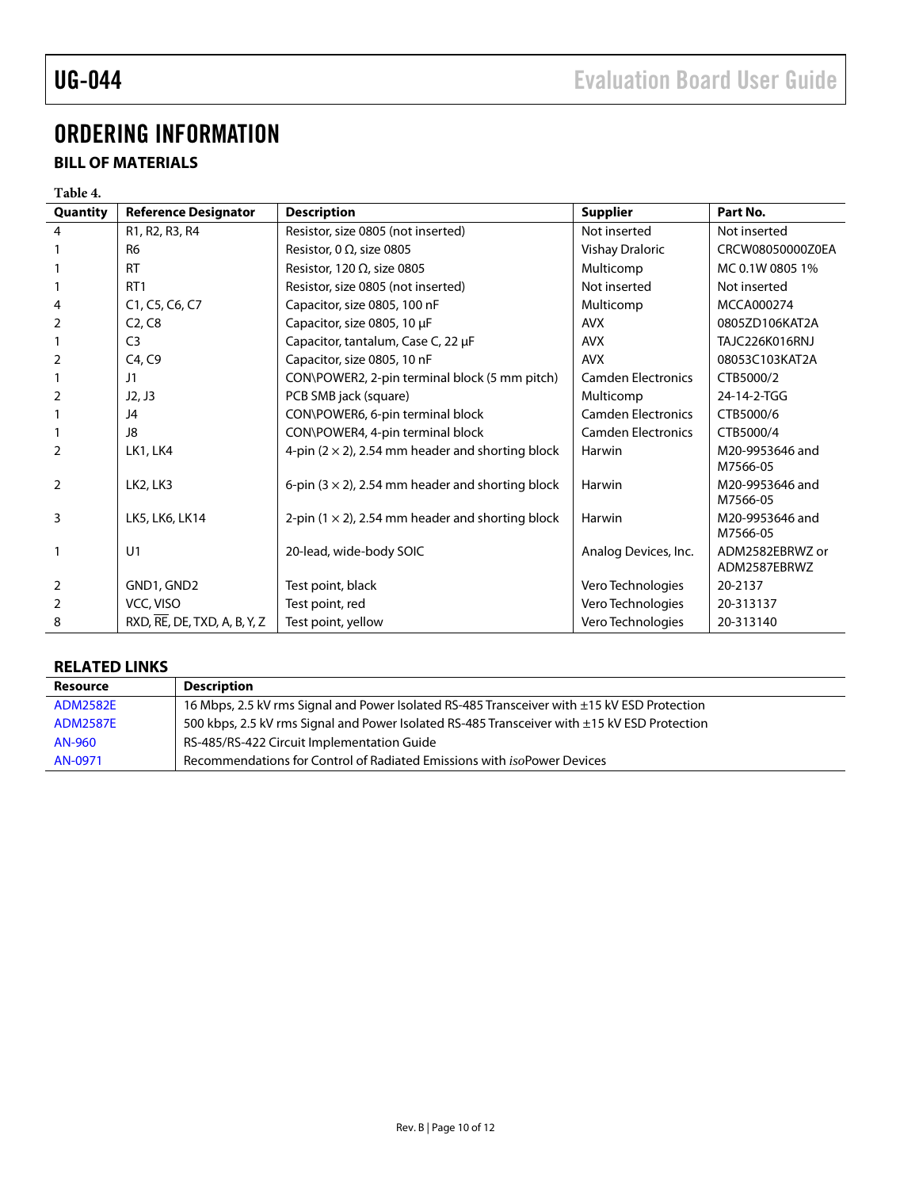# ORDERING INFORMATION

## BILL OF MATERIALS

**Table 4.**

| Quantity | Reference Designator | Description | Supplier | Part No. |
|---|---|---|---|---|
| 4 | R1, R2, R3, R4 | Resistor, size 0805 (not inserted) | Not inserted | Not inserted |
| 1 | R6 | Resistor, 0 Ω, size 0805 | Vishay Draloric | CRCW08050000Z0EA |
| 1 | RT | Resistor, 120 Ω, size 0805 | Multicomp | MC 0.1W 0805 1% |
| 1 | RT1 | Resistor, size 0805 (not inserted) | Not inserted | Not inserted |
| 4 | C1, C5, C6, C7 | Capacitor, size 0805, 100 nF | Multicomp | MCCA000274 |
| 2 | C2, C8 | Capacitor, size 0805, 10 µF | AVX | 0805ZD106KAT2A |
| 1 | C3 | Capacitor, tantalum, Case C, 22 µF | AVX | TAJC226K016RNJ |
| 2 | C4, C9 | Capacitor, size 0805, 10 nF | AVX | 08053C103KAT2A |
| 1 | J1 | CON\POWER2, 2-pin terminal block (5 mm pitch) | Camden Electronics | CTB5000/2 |
| 2 | J2, J3 | PCB SMB jack (square) | Multicomp | 24-14-2-TGG |
| 1 | J4 | CON\POWER6, 6-pin terminal block | Camden Electronics | CTB5000/6 |
| 1 | J8 | CON\POWER4, 4-pin terminal block | Camden Electronics | CTB5000/4 |
| 2 | LK1, LK4 | 4-pin (2 × 2), 2.54 mm header and shorting block | Harwin | M20-9953646 and M7566-05 |
| 2 | LK2, LK3 | 6-pin (3 × 2), 2.54 mm header and shorting block | Harwin | M20-9953646 and M7566-05 |
| 3 | LK5, LK6, LK14 | 2-pin (1 × 2), 2.54 mm header and shorting block | Harwin | M20-9953646 and M7566-05 |
| 1 | U1 | 20-lead, wide-body SOIC | Analog Devices, Inc. | ADM2582EBRWZ or ADM2587EBRWZ |
| 2 | GND1, GND2 | Test point, black | Vero Technologies | 20-2137 |
| 2 | VCC, VISO | Test point, red | Vero Technologies | 20-313137 |
| 8 | RXD, $\overline{RE}$, DE, TXD, A, B, Y, Z | Test point, yellow | Vero Technologies | 20-313140 |

## RELATED LINKS

| Resource | Description |
|---|---|
| ADM2582E | 16 Mbps, 2.5 kV rms Signal and Power Isolated RS-485 Transceiver with ±15 kV ESD Protection |
| ADM2587E | 500 kbps, 2.5 kV rms Signal and Power Isolated RS-485 Transceiver with ±15 kV ESD Protection |
| AN-960 | RS-485/RS-422 Circuit Implementation Guide |
| AN-0971 | Recommendations for Control of Radiated Emissions with *iso*Power Devices |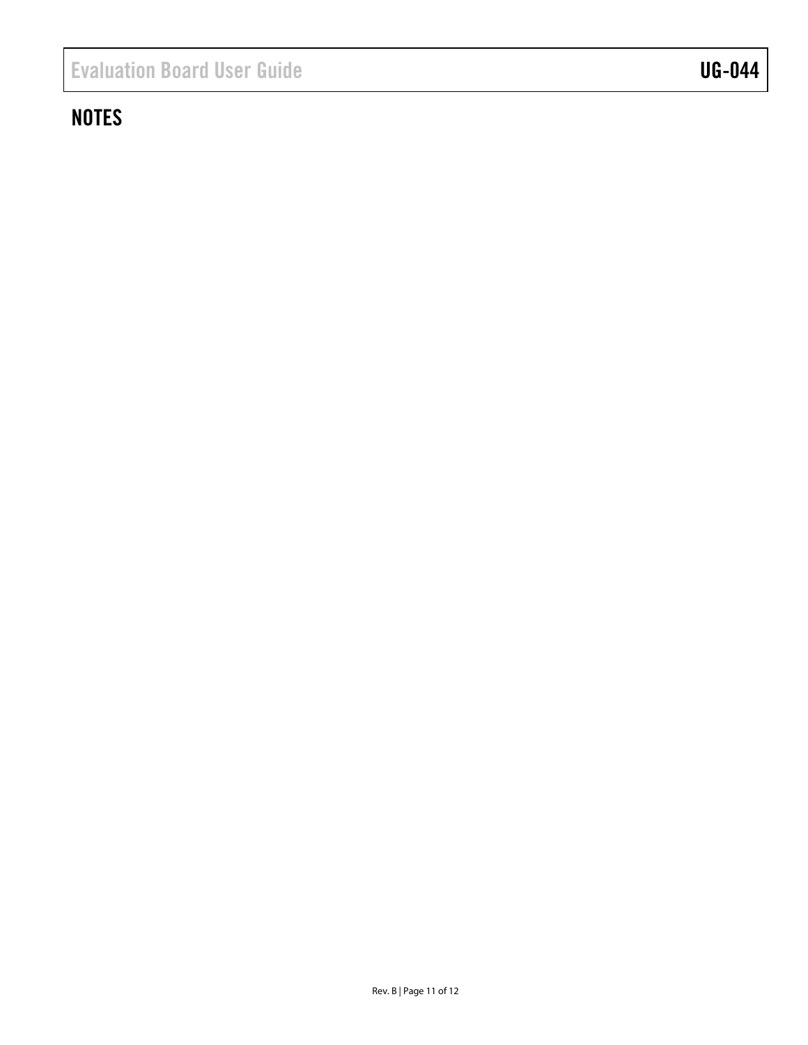## NOTES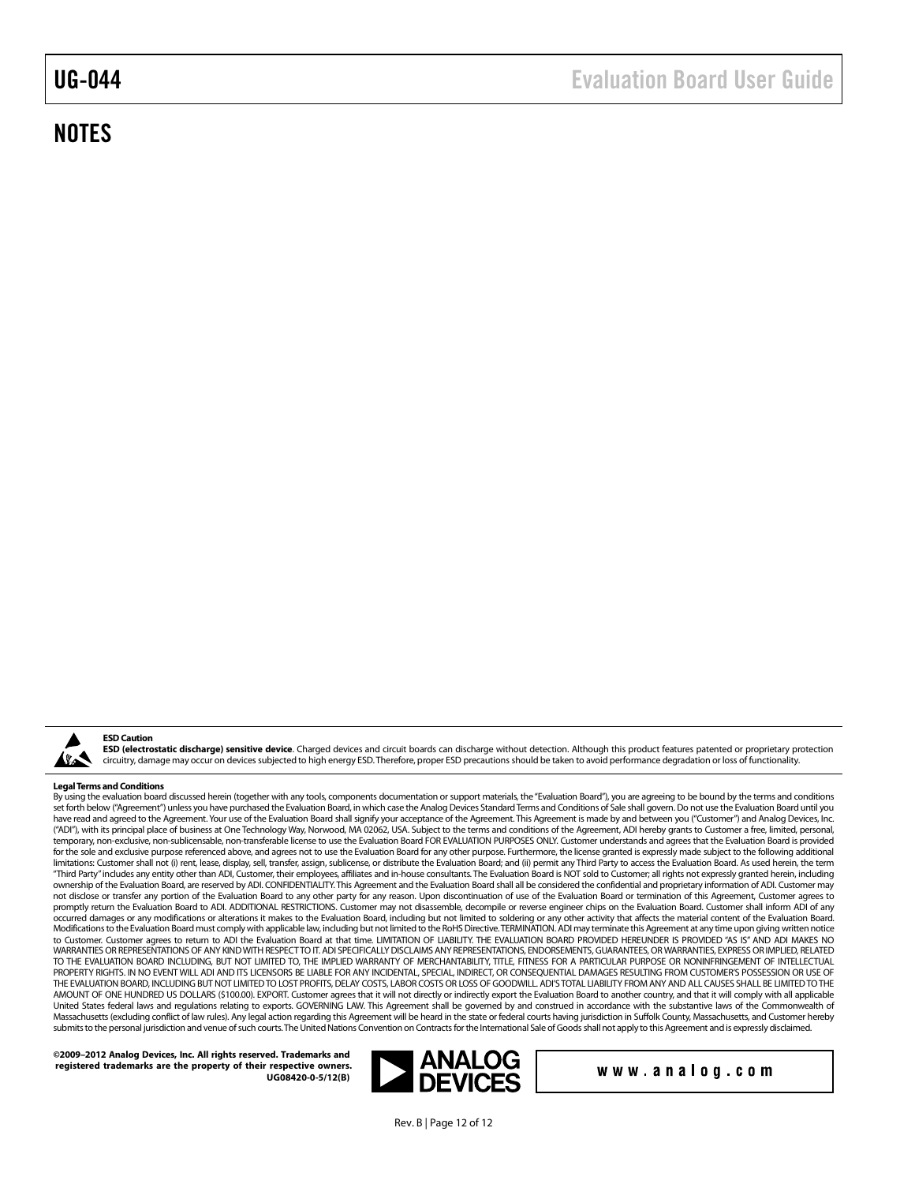## NOTES

**ESD Caution**

**ESD (electrostatic discharge) sensitive device**. Charged devices and circuit boards can discharge without detection. Although this product features patented or proprietary protection circuitry, damage may occur on devices subjected to high energy ESD. Therefore, proper ESD precautions should be taken to avoid performance degradation or loss of functionality.

**Legal Terms and Conditions**

By using the evaluation board discussed herein (together with any tools, components documentation or support materials, the "Evaluation Board"), you are agreeing to be bound by the terms and conditions set forth below ("Agreement") unless you have purchased the Evaluation Board, in which case the Analog Devices Standard Terms and Conditions of Sale shall govern. Do not use the Evaluation Board until you have read and agreed to the Agreement. Your use of the Evaluation Board shall signify your acceptance of the Agreement. This Agreement is made by and between you ("Customer") and Analog Devices, Inc. ("ADI"), with its principal place of business at One Technology Way, Norwood, MA 02062, USA. Subject to the terms and conditions of the Agreement, ADI hereby grants to Customer a free, limited, personal, temporary, non-exclusive, non-sublicensable, non-transferable license to use the Evaluation Board FOR EVALUATION PURPOSES ONLY. Customer understands and agrees that the Evaluation Board is provided for the sole and exclusive purpose referenced above, and agrees not to use the Evaluation Board for any other purpose. Furthermore, the license granted is expressly made subject to the following additional limitations: Customer shall not (i) rent, lease, display, sell, transfer, assign, sublicense, or distribute the Evaluation Board; and (ii) permit any Third Party to access the Evaluation Board. As used herein, the term "Third Party" includes any entity other than ADI, Customer, their employees, affiliates and in-house consultants. The Evaluation Board is NOT sold to Customer; all rights not expressly granted herein, including ownership of the Evaluation Board, are reserved by ADI. CONFIDENTIALITY. This Agreement and the Evaluation Board shall all be considered the confidential and proprietary information of ADI. Customer may not disclose or transfer any portion of the Evaluation Board to any other party for any reason. Upon discontinuation of use of the Evaluation Board or termination of this Agreement, Customer agrees to promptly return the Evaluation Board to ADI. ADDITIONAL RESTRICTIONS. Customer may not disassemble, decompile or reverse engineer chips on the Evaluation Board. Customer shall inform ADI of any occurred damages or any modifications or alterations it makes to the Evaluation Board, including but not limited to soldering or any other activity that affects the material content of the Evaluation Board. Modifications to the Evaluation Board must comply with applicable law, including but not limited to the RoHS Directive. TERMINATION. ADI may terminate this Agreement at any time upon giving written notice to Customer. Customer agrees to return to ADI the Evaluation Board at that time. LIMITATION OF LIABILITY. THE EVALUATION BOARD PROVIDED HEREUNDER IS PROVIDED "AS IS" AND ADI MAKES NO WARRANTIES OR REPRESENTATIONS OF ANY KIND WITH RESPECT TO IT. ADI SPECIFICALLY DISCLAIMS ANY REPRESENTATIONS, ENDORSEMENTS, GUARANTEES, OR WARRANTIES, EXPRESS OR IMPLIED, RELATED TO THE EVALUATION BOARD INCLUDING, BUT NOT LIMITED TO, THE IMPLIED WARRANTY OF MERCHANTABILITY, TITLE, FITNESS FOR A PARTICULAR PURPOSE OR NONINFRINGEMENT OF INTELLECTUAL PROPERTY RIGHTS. IN NO EVENT WILL ADI AND ITS LICENSORS BE LIABLE FOR ANY INCIDENTAL, SPECIAL, INDIRECT, OR CONSEQUENTIAL DAMAGES RESULTING FROM CUSTOMER'S POSSESSION OR USE OF THE EVALUATION BOARD, INCLUDING BUT NOT LIMITED TO LOST PROFITS, DELAY COSTS, LABOR COSTS OR LOSS OF GOODWILL. ADI'S TOTAL LIABILITY FROM ANY AND ALL CAUSES SHALL BE LIMITED TO THE AMOUNT OF ONE HUNDRED US DOLLARS ($100.00). EXPORT. Customer agrees that it will not directly or indirectly export the Evaluation Board to another country, and that it will comply with all applicable United States federal laws and regulations relating to exports. GOVERNING LAW. This Agreement shall be governed by and construed in accordance with the substantive laws of the Commonwealth of Massachusetts (excluding conflict of law rules). Any legal action regarding this Agreement will be heard in the state or federal courts having jurisdiction in Suffolk County, Massachusetts, and Customer hereby submits to the personal jurisdiction and venue of such courts. The United Nations Convention on Contracts for the International Sale of Goods shall not apply to this Agreement and is expressly disclaimed.

**©2009–2012 Analog Devices, Inc. All rights reserved. Trademarks and registered trademarks are the property of their respective owners.**
**UG08420-0-5/12(B)**

ANALOG DEVICES

www.analog.com